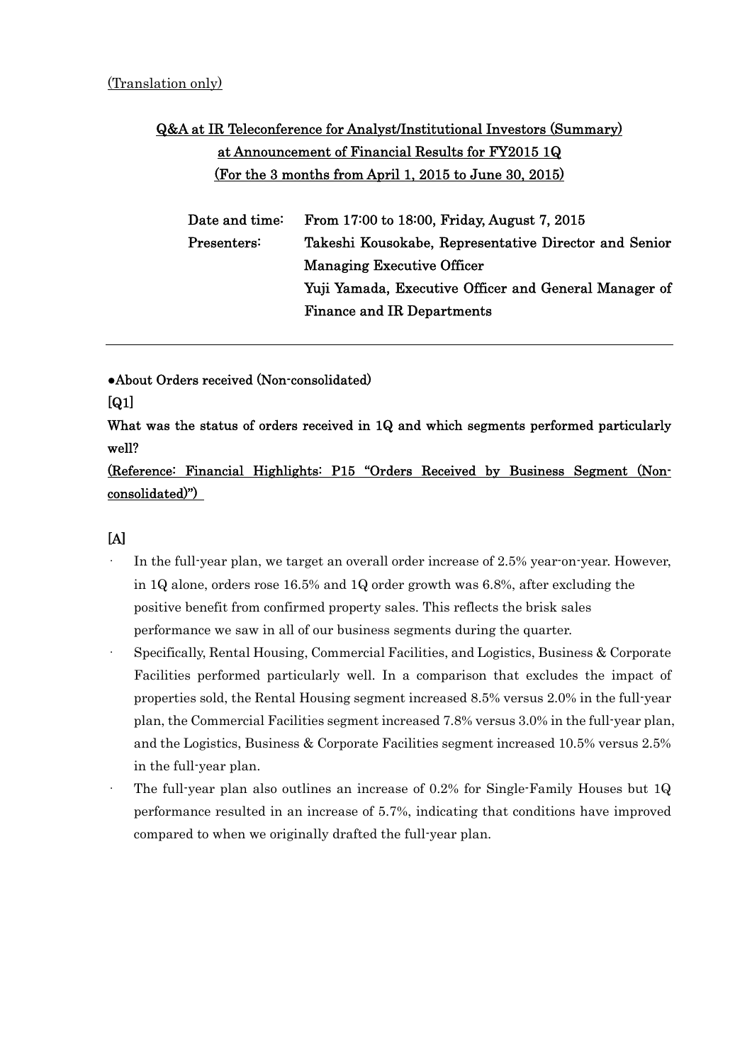(Translation only)

## Q&A at IR Teleconference for Analyst/Institutional Investors (Summary) at Announcement of Financial Results for FY2015 1Q (For the 3 months from April 1, 2015 to June 30, 2015)

| | |
|---|---|
| Date and time: | From 17:00 to 18:00, Friday, August 7, 2015 |
| Presenters: | Takeshi Kousokabe, Representative Director and Senior Managing Executive Officer |
| | Yuji Yamada, Executive Officer and General Manager of Finance and IR Departments |

---

**●About Orders received (Non-consolidated)**

**[Q1]**

**What was the status of orders received in 1Q and which segments performed particularly well?**

**(Reference: Financial Highlights: P15 "Orders Received by Business Segment (Non-consolidated)")**

**[A]**

- In the full-year plan, we target an overall order increase of 2.5% year-on-year. However, in 1Q alone, orders rose 16.5% and 1Q order growth was 6.8%, after excluding the positive benefit from confirmed property sales. This reflects the brisk sales performance we saw in all of our business segments during the quarter.
- Specifically, Rental Housing, Commercial Facilities, and Logistics, Business & Corporate Facilities performed particularly well. In a comparison that excludes the impact of properties sold, the Rental Housing segment increased 8.5% versus 2.0% in the full-year plan, the Commercial Facilities segment increased 7.8% versus 3.0% in the full-year plan, and the Logistics, Business & Corporate Facilities segment increased 10.5% versus 2.5% in the full-year plan.
- The full-year plan also outlines an increase of 0.2% for Single-Family Houses but 1Q performance resulted in an increase of 5.7%, indicating that conditions have improved compared to when we originally drafted the full-year plan.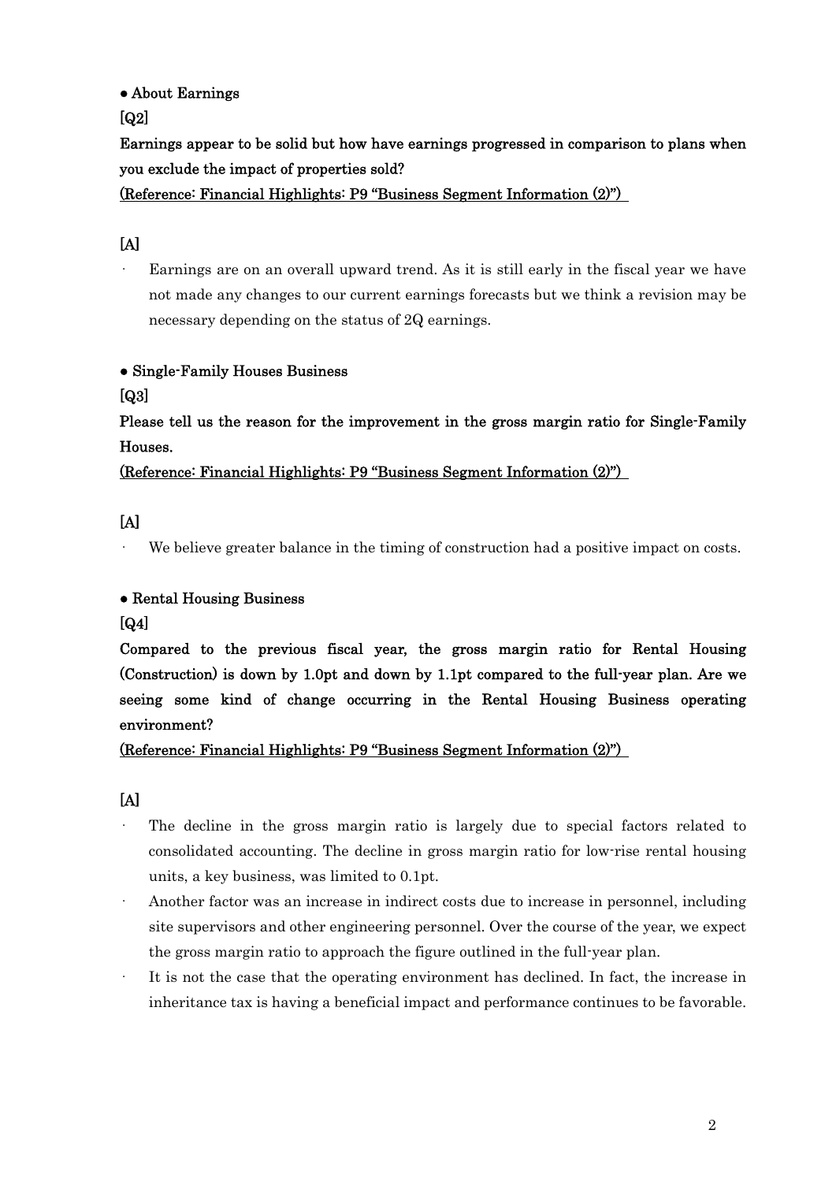● About Earnings

**[Q2]**

**Earnings appear to be solid but how have earnings progressed in comparison to plans when you exclude the impact of properties sold?**

**(Reference: Financial Highlights: P9 "Business Segment Information (2)")**

**[A]**

- Earnings are on an overall upward trend. As it is still early in the fiscal year we have not made any changes to our current earnings forecasts but we think a revision may be necessary depending on the status of 2Q earnings.

● Single-Family Houses Business

**[Q3]**

**Please tell us the reason for the improvement in the gross margin ratio for Single-Family Houses.**

**(Reference: Financial Highlights: P9 "Business Segment Information (2)")**

**[A]**

- We believe greater balance in the timing of construction had a positive impact on costs.

● Rental Housing Business

**[Q4]**

**Compared to the previous fiscal year, the gross margin ratio for Rental Housing (Construction) is down by 1.0pt and down by 1.1pt compared to the full-year plan. Are we seeing some kind of change occurring in the Rental Housing Business operating environment?**

**(Reference: Financial Highlights: P9 "Business Segment Information (2)")**

**[A]**

- The decline in the gross margin ratio is largely due to special factors related to consolidated accounting. The decline in gross margin ratio for low-rise rental housing units, a key business, was limited to 0.1pt.
- Another factor was an increase in indirect costs due to increase in personnel, including site supervisors and other engineering personnel. Over the course of the year, we expect the gross margin ratio to approach the figure outlined in the full-year plan.
- It is not the case that the operating environment has declined. In fact, the increase in inheritance tax is having a beneficial impact and performance continues to be favorable.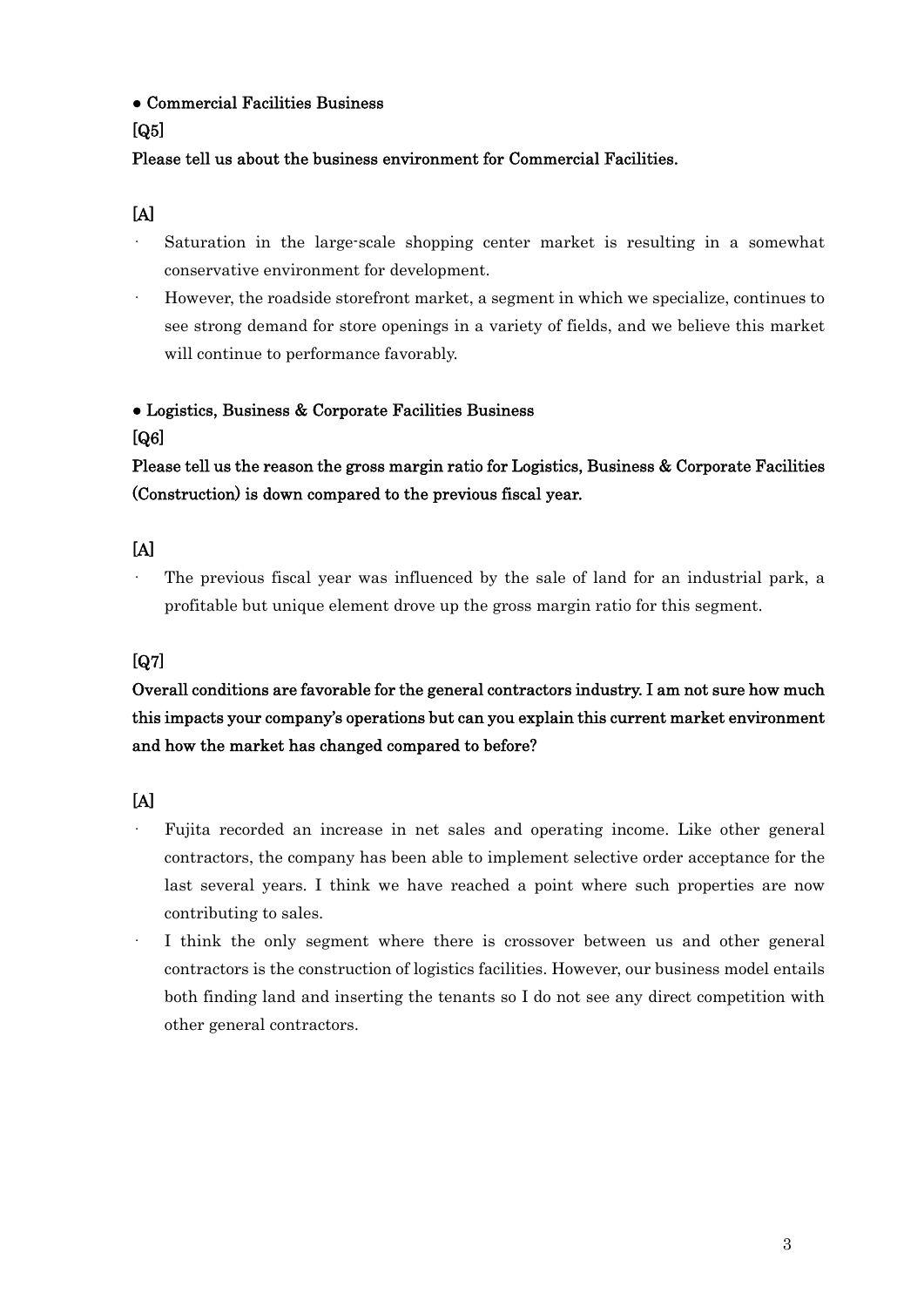● Commercial Facilities Business

**[Q5]**

**Please tell us about the business environment for Commercial Facilities.**

**[A]**

- Saturation in the large-scale shopping center market is resulting in a somewhat conservative environment for development.
- However, the roadside storefront market, a segment in which we specialize, continues to see strong demand for store openings in a variety of fields, and we believe this market will continue to performance favorably.

● Logistics, Business & Corporate Facilities Business

**[Q6]**

**Please tell us the reason the gross margin ratio for Logistics, Business & Corporate Facilities (Construction) is down compared to the previous fiscal year.**

**[A]**

- The previous fiscal year was influenced by the sale of land for an industrial park, a profitable but unique element drove up the gross margin ratio for this segment.

**[Q7]**

**Overall conditions are favorable for the general contractors industry. I am not sure how much this impacts your company's operations but can you explain this current market environment and how the market has changed compared to before?**

**[A]**

- Fujita recorded an increase in net sales and operating income. Like other general contractors, the company has been able to implement selective order acceptance for the last several years. I think we have reached a point where such properties are now contributing to sales.
- I think the only segment where there is crossover between us and other general contractors is the construction of logistics facilities. However, our business model entails both finding land and inserting the tenants so I do not see any direct competition with other general contractors.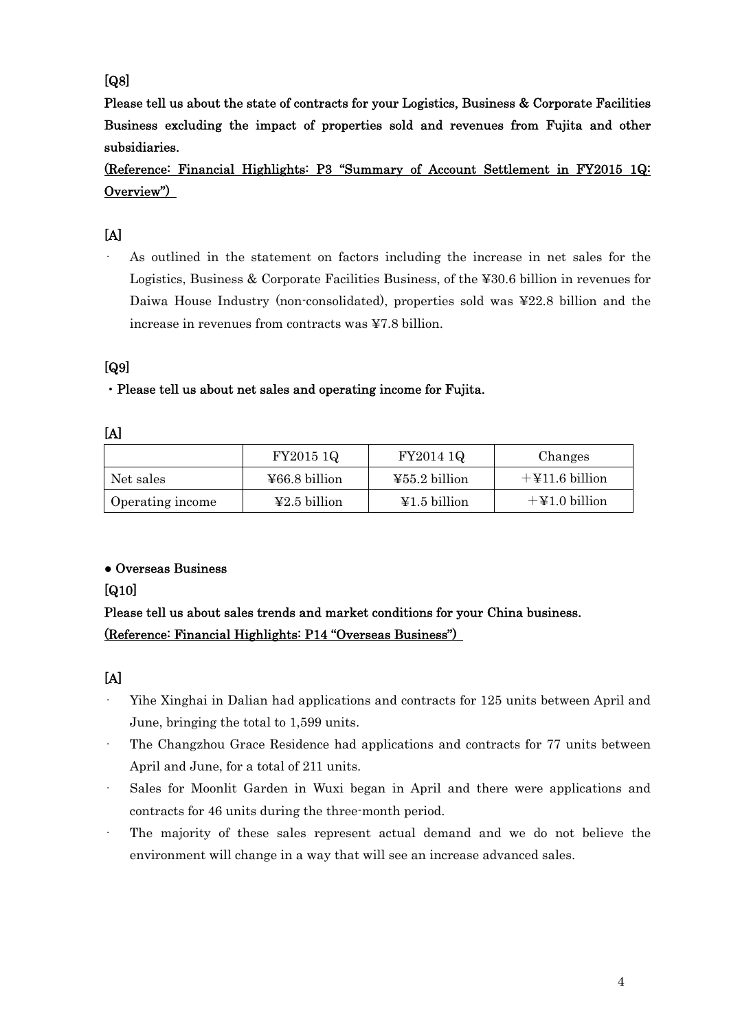**[Q8]**

**Please tell us about the state of contracts for your Logistics, Business & Corporate Facilities Business excluding the impact of properties sold and revenues from Fujita and other subsidiaries.**

**(Reference: Financial Highlights: P3 "Summary of Account Settlement in FY2015 1Q: Overview")**

**[A]**

- As outlined in the statement on factors including the increase in net sales for the Logistics, Business & Corporate Facilities Business, of the ¥30.6 billion in revenues for Daiwa House Industry (non-consolidated), properties sold was ¥22.8 billion and the increase in revenues from contracts was ¥7.8 billion.

**[Q9]**

**・Please tell us about net sales and operating income for Fujita.**

**[A]**

| | FY2015 1Q | FY2014 1Q | Changes |
|---|---|---|---|
| Net sales | ¥66.8 billion | ¥55.2 billion | ＋¥11.6 billion |
| Operating income | ¥2.5 billion | ¥1.5 billion | ＋¥1.0 billion |

**● Overseas Business**

**[Q10]**

**Please tell us about sales trends and market conditions for your China business.**
**(Reference: Financial Highlights: P14 "Overseas Business")**

**[A]**

- Yihe Xinghai in Dalian had applications and contracts for 125 units between April and June, bringing the total to 1,599 units.
- The Changzhou Grace Residence had applications and contracts for 77 units between April and June, for a total of 211 units.
- Sales for Moonlit Garden in Wuxi began in April and there were applications and contracts for 46 units during the three-month period.
- The majority of these sales represent actual demand and we do not believe the environment will change in a way that will see an increase advanced sales.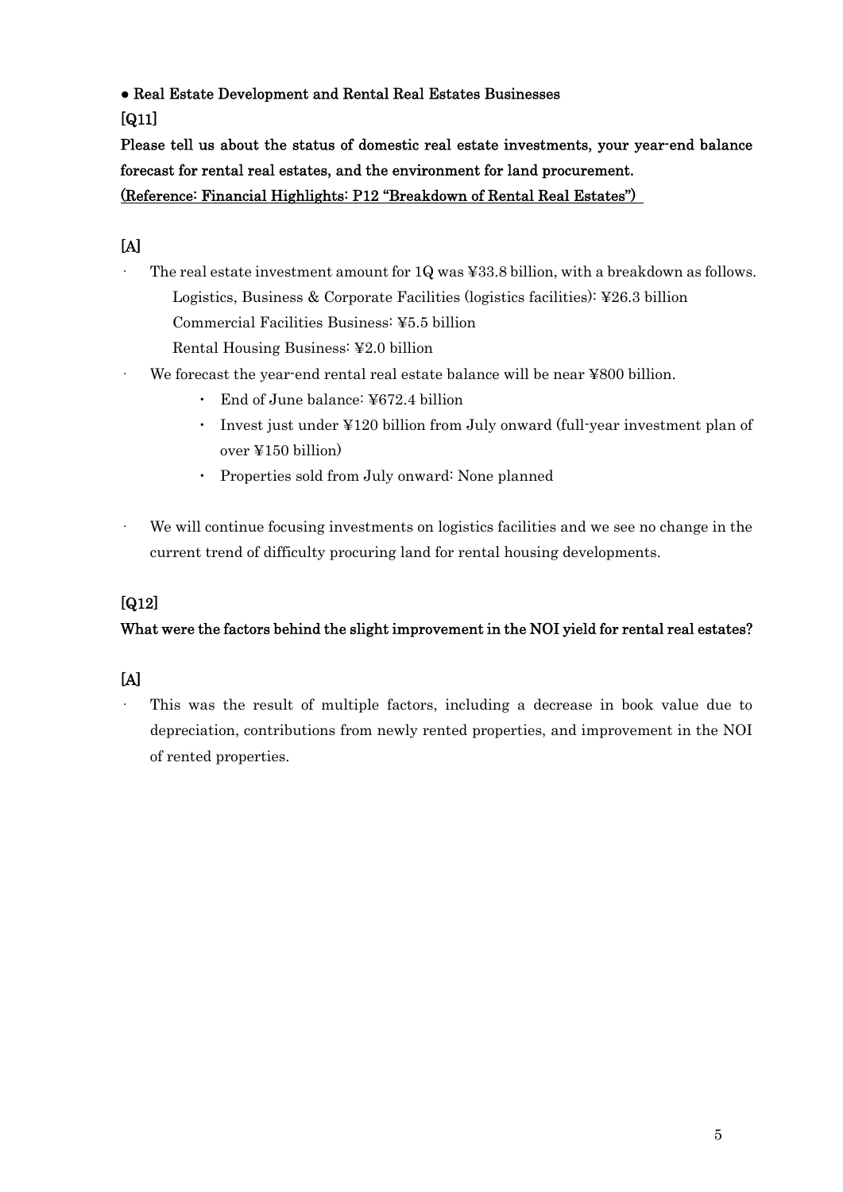● **Real Estate Development and Rental Real Estates Businesses**

**[Q11]**

**Please tell us about the status of domestic real estate investments, your year-end balance forecast for rental real estates, and the environment for land procurement.**
**(Reference: Financial Highlights: P12 "Breakdown of Rental Real Estates")**

**[A]**

- The real estate investment amount for 1Q was ¥33.8 billion, with a breakdown as follows.
  Logistics, Business & Corporate Facilities (logistics facilities): ¥26.3 billion
  Commercial Facilities Business: ¥5.5 billion
  Rental Housing Business: ¥2.0 billion
- We forecast the year-end rental real estate balance will be near ¥800 billion.
  - End of June balance: ¥672.4 billion
  - Invest just under ¥120 billion from July onward (full-year investment plan of over ¥150 billion)
  - Properties sold from July onward: None planned
- We will continue focusing investments on logistics facilities and we see no change in the current trend of difficulty procuring land for rental housing developments.

**[Q12]**

**What were the factors behind the slight improvement in the NOI yield for rental real estates?**

**[A]**

- This was the result of multiple factors, including a decrease in book value due to depreciation, contributions from newly rented properties, and improvement in the NOI of rented properties.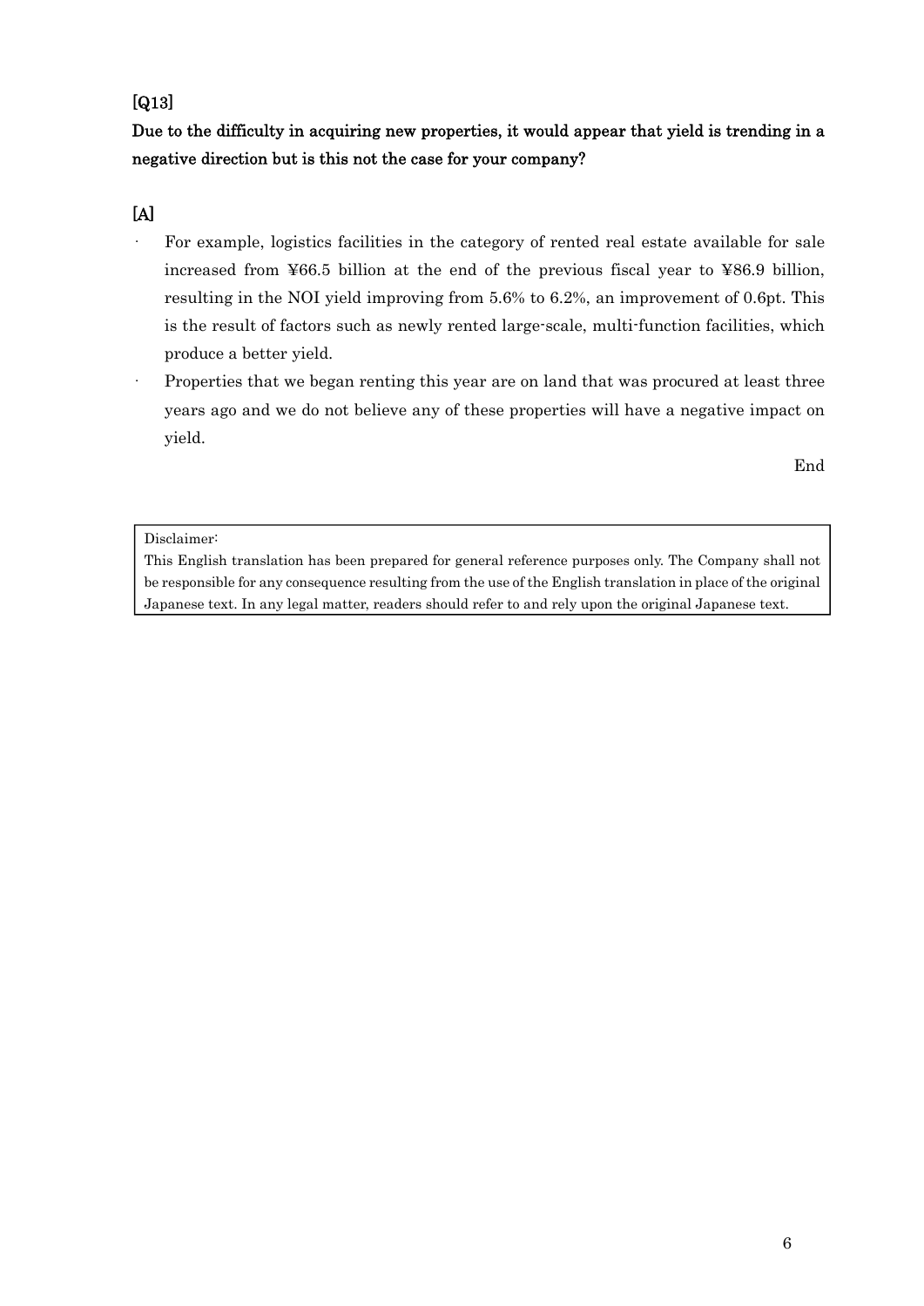**[Q13]**

**Due to the difficulty in acquiring new properties, it would appear that yield is trending in a negative direction but is this not the case for your company?**

**[A]**

- For example, logistics facilities in the category of rented real estate available for sale increased from ¥66.5 billion at the end of the previous fiscal year to ¥86.9 billion, resulting in the NOI yield improving from 5.6% to 6.2%, an improvement of 0.6pt. This is the result of factors such as newly rented large-scale, multi-function facilities, which produce a better yield.
- Properties that we began renting this year are on land that was procured at least three years ago and we do not believe any of these properties will have a negative impact on yield.

End

Disclaimer:
This English translation has been prepared for general reference purposes only. The Company shall not be responsible for any consequence resulting from the use of the English translation in place of the original Japanese text. In any legal matter, readers should refer to and rely upon the original Japanese text.